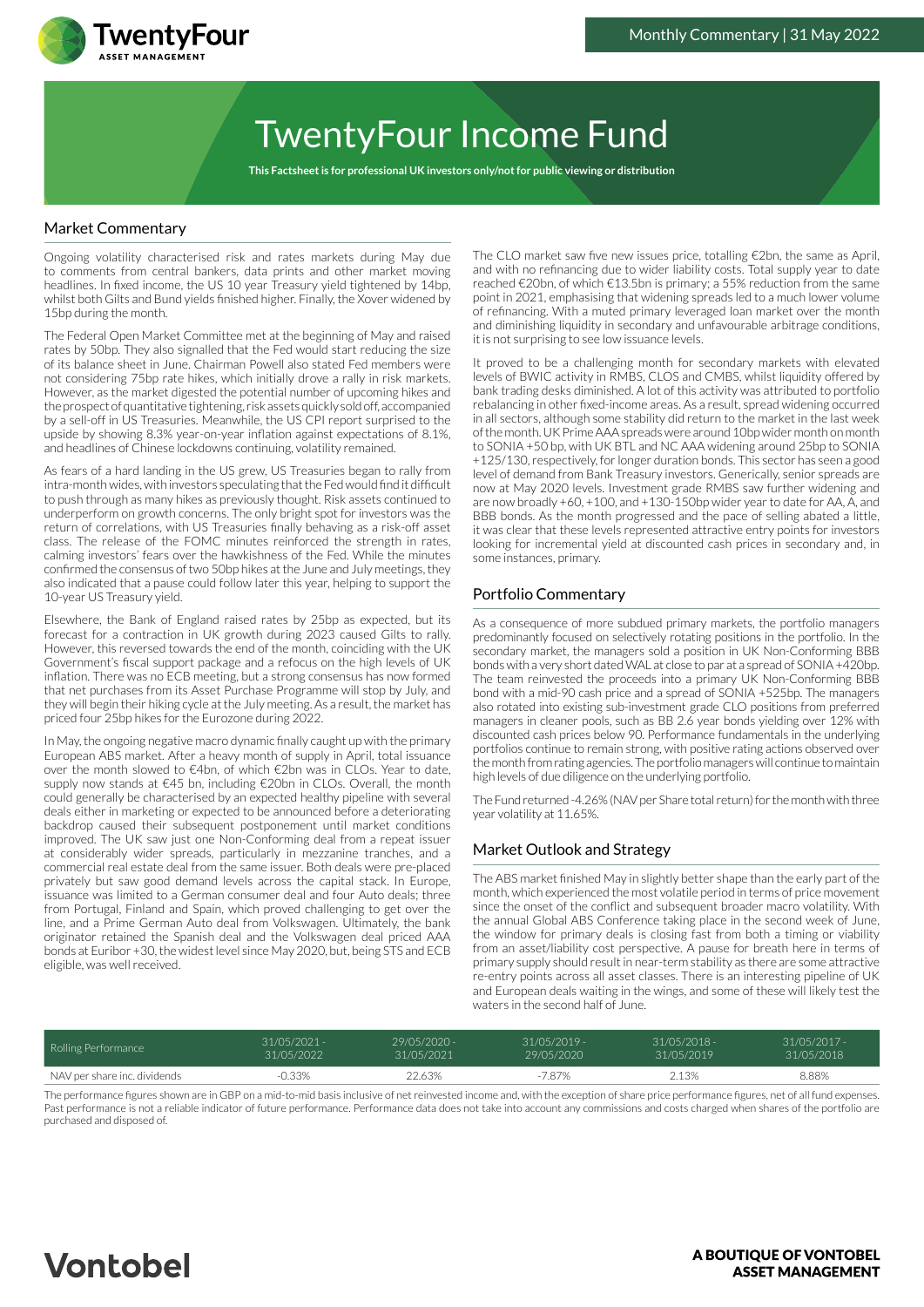# TwentyFour Income Fund

**This Factsheet is for professional UK investors only/not for public viewing or distribution**

Monthly Commentary | 31 May 2022

## Market Commentary

Ongoing volatility characterised risk and rates markets during May due to comments from central bankers, data prints and other market moving headlines. In fixed income, the US 10 year Treasury yield tightened by 14bp, whilst both Gilts and Bund yields finished higher. Finally, the Xover widened by 15bp during the month.

The Federal Open Market Committee met at the beginning of May and raised rates by 50bp. They also signalled that the Fed would start reducing the size of its balance sheet in June. Chairman Powell also stated Fed members were not considering 75bp rate hikes, which initially drove a rally in risk markets. However, as the market digested the potential number of upcoming hikes and the prospect of quantitative tightening, risk assets quickly sold off, accompanied by a sell-off in US Treasuries. Meanwhile, the US CPI report surprised to the upside by showing 8.3% year-on-year inflation against expectations of 8.1%, and headlines of Chinese lockdowns continuing, volatility remained.

As fears of a hard landing in the US grew, US Treasuries began to rally from intra-month wides, with investors speculating that the Fed would find it difficult to push through as many hikes as previously thought. Risk assets continued to underperform on growth concerns. The only bright spot for investors was the return of correlations, with US Treasuries finally behaving as a risk-off asset class. The release of the FOMC minutes reinforced the strength in rates, calming investors' fears over the hawkishness of the Fed. While the minutes confirmed the consensus of two 50bp hikes at the June and July meetings, they also indicated that a pause could follow later this year, helping to support the 10-year US Treasury yield.

Elsewhere, the Bank of England raised rates by 25bp as expected, but its forecast for a contraction in UK growth during 2023 caused Gilts to rally. However, this reversed towards the end of the month, coinciding with the UK Government's fiscal support package and a refocus on the high levels of UK inflation. There was no ECB meeting, but a strong consensus has now formed that net purchases from its Asset Purchase Programme will stop by July, and they will begin their hiking cycle at the July meeting. As a result, the market has priced four 25bp hikes for the Eurozone during 2022.

In May, the ongoing negative macro dynamic finally caught up with the primary European ABS market. After a heavy month of supply in April, total issuance over the month slowed to €4bn, of which €2bn was in CLOs. Year to date, supply now stands at €45 bn, including €20bn in CLOs. Overall, the month could generally be characterised by an expected healthy pipeline with several deals either in marketing or expected to be announced before a deteriorating backdrop caused their subsequent postponement until market conditions improved. The UK saw just one Non-Conforming deal from a repeat issuer at considerably wider spreads, particularly in mezzanine tranches, and a commercial real estate deal from the same issuer. Both deals were pre-placed privately but saw good demand levels across the capital stack. In Europe, issuance was limited to a German consumer deal and four Auto deals; three from Portugal, Finland and Spain, which proved challenging to get over the line, and a Prime German Auto deal from Volkswagen. Ultimately, the bank originator retained the Spanish deal and the Volkswagen deal priced AAA bonds at Euribor +30, the widest level since May 2020, but, being STS and ECB eligible, was well received.

The CLO market saw five new issues price, totalling €2bn, the same as April, and with no refinancing due to wider liability costs. Total supply year to date reached €20bn, of which €13.5bn is primary; a 55% reduction from the same point in 2021, emphasising that widening spreads led to a much lower volume of refinancing. With a muted primary leveraged loan market over the month and diminishing liquidity in secondary and unfavourable arbitrage conditions, it is not surprising to see low issuance levels.

It proved to be a challenging month for secondary markets with elevated levels of BWIC activity in RMBS, CLOS and CMBS, whilst liquidity offered by bank trading desks diminished. A lot of this activity was attributed to portfolio rebalancing in other fixed-income areas. As a result, spread widening occurred in all sectors, although some stability did return to the market in the last week of the month. UK Prime AAA spreads were around 10bp wider month on month to SONIA +50 bp, with UK BTL and NC AAA widening around 25bp to SONIA +125/130, respectively, for longer duration bonds. This sector has seen a good level of demand from Bank Treasury investors. Generically, senior spreads are now at May 2020 levels. Investment grade RMBS saw further widening and are now broadly +60, +100, and +130-150bp wider year to date for AA, A, and BBB bonds. As the month progressed and the pace of selling abated a little, it was clear that these levels represented attractive entry points for investors looking for incremental yield at discounted cash prices in secondary and, in some instances, primary.

## Portfolio Commentary

As a consequence of more subdued primary markets, the portfolio managers predominantly focused on selectively rotating positions in the portfolio. In the secondary market, the managers sold a position in UK Non-Conforming BBB bonds with a very short dated WAL at close to par at a spread of SONIA +420bp. The team reinvested the proceeds into a primary UK Non-Conforming BBB bond with a mid-90 cash price and a spread of SONIA +525bp. The managers also rotated into existing sub-investment grade CLO positions from preferred managers in cleaner pools, such as BB 2.6 year bonds yielding over 12% with discounted cash prices below 90. Performance fundamentals in the underlying portfolios continue to remain strong, with positive rating actions observed over the month from rating agencies. The portfolio managers will continue to maintain high levels of due diligence on the underlying portfolio.

The Fund returned -4.26% (NAV per Share total return) for the month with three year volatility at 11.65%.

## Market Outlook and Strategy

The ABS market finished May in slightly better shape than the early part of the month, which experienced the most volatile period in terms of price movement since the onset of the conflict and subsequent broader macro volatility. With the annual Global ABS Conference taking place in the second week of June, the window for primary deals is closing fast from both a timing or viability from an asset/liability cost perspective. A pause for breath here in terms of primary supply should result in near-term stability as there are some attractive re-entry points across all asset classes. There is an interesting pipeline of UK and European deals waiting in the wings, and some of these will likely test the waters in the second half of June.

| Rolling Performance | 31/05/2021 - 31/05/2022 | 29/05/2020 - 31/05/2021 | 31/05/2019 - 29/05/2020 | 31/05/2018 - 31/05/2019 | 31/05/2017 - 31/05/2018 |
|---|---|---|---|---|---|
| NAV per share inc. dividends | -0.33% | 22.63% | -7.87% | 2.13% | 8.88% |

The performance figures shown are in GBP on a mid-to-mid basis inclusive of net reinvested income and, with the exception of share price performance figures, net of all fund expenses. Past performance is not a reliable indicator of future performance. Performance data does not take into account any commissions and costs charged when shares of the portfolio are purchased and disposed of.

**A BOUTIQUE OF VONTOBEL ASSET MANAGEMENT**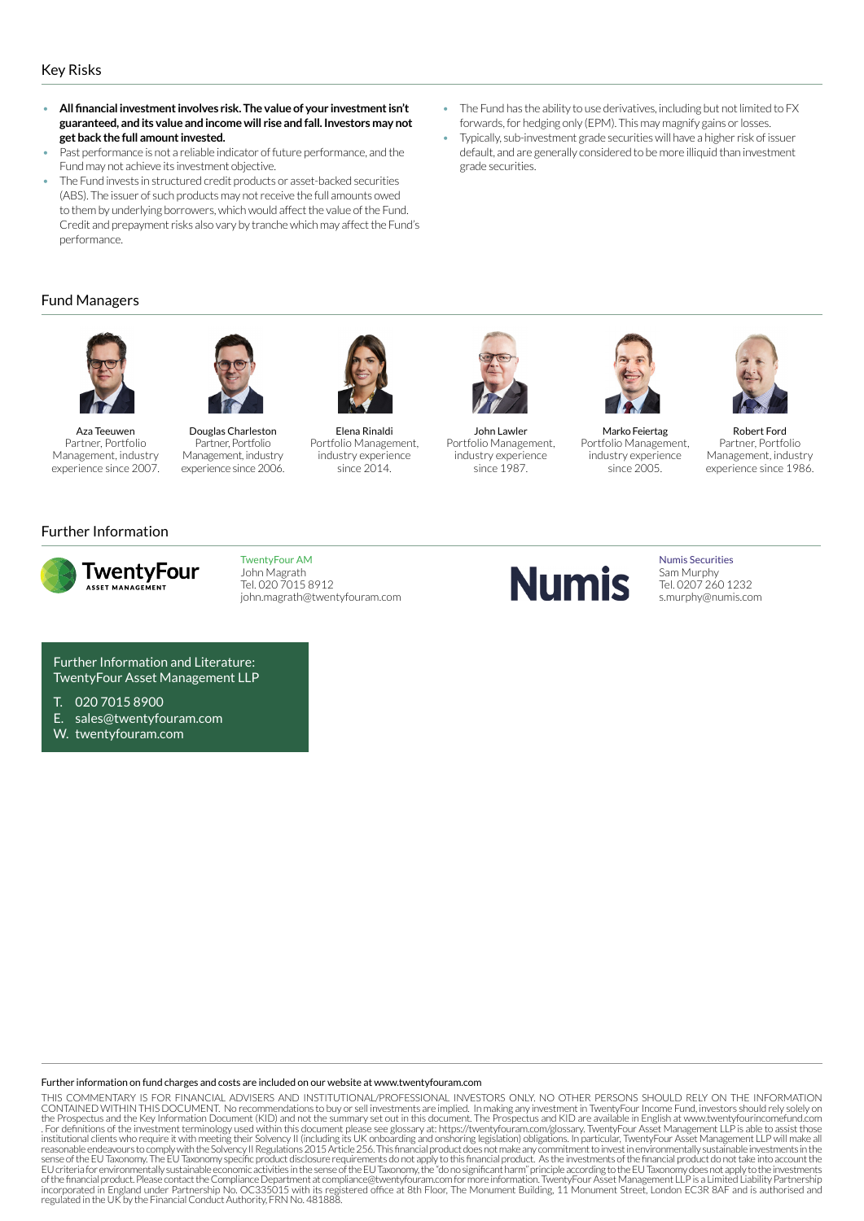## Key Risks

- **All financial investment involves risk. The value of your investment isn't guaranteed, and its value and income will rise and fall. Investors may not get back the full amount invested.**
- Past performance is not a reliable indicator of future performance, and the Fund may not achieve its investment objective.
- The Fund invests in structured credit products or asset-backed securities (ABS). The issuer of such products may not receive the full amounts owed to them by underlying borrowers, which would affect the value of the Fund. Credit and prepayment risks also vary by tranche which may affect the Fund's performance.
- The Fund has the ability to use derivatives, including but not limited to FX forwards, for hedging only (EPM). This may magnify gains or losses.
- Typically, sub-investment grade securities will have a higher risk of issuer default, and are generally considered to be more illiquid than investment grade securities.

## Fund Managers

Aza Teeuwen
Partner, Portfolio Management, industry experience since 2007.

Douglas Charleston
Partner, Portfolio Management, industry experience since 2006.

Elena Rinaldi
Portfolio Management, industry experience since 2014.

John Lawler
Portfolio Management, industry experience since 1987.

Marko Feiertag
Portfolio Management, industry experience since 2005.

Robert Ford
Partner, Portfolio Management, industry experience since 1986.

## Further Information

TwentyFour ASSET MANAGEMENT

TwentyFour AM
John Magrath
Tel. 020 7015 8912
john.magrath@twentyfouram.com

Numis

Numis Securities
Sam Murphy
Tel. 0207 260 1232
s.murphy@numis.com

Further Information and Literature:
TwentyFour Asset Management LLP

T. 020 7015 8900
E. sales@twentyfouram.com
W. twentyfouram.com

Further information on fund charges and costs are included on our website at www.twentyfouram.com

THIS COMMENTARY IS FOR FINANCIAL ADVISERS AND INSTITUTIONAL/PROFESSIONAL INVESTORS ONLY. NO OTHER PERSONS SHOULD RELY ON THE INFORMATION CONTAINED WITHIN THIS DOCUMENT. No recommendations to buy or sell investments are implied. In making any investment in TwentyFour Income Fund, investors should rely solely on the Prospectus and the Key Information Document (KID) and not the summary set out in this document. The Prospectus and KID are available in English at www.twentyfourincomefund.com . For definitions of the investment terminology used within this document please see glossary at: https://twentyfouram.com/glossary. TwentyFour Asset Management LLP is able to assist those institutional clients who require it with meeting their Solvency II (including its UK onboarding and onshoring legislation) obligations. In particular, TwentyFour Asset Management LLP will make all reasonable endeavours to comply with the Solvency II Regulations 2015 Article 256. This financial product does not make any commitment to invest in environmentally sustainable investments in the sense of the EU Taxonomy. The EU Taxonomy specific product disclosure requirements do not apply to this financial product. As the investments of the financial product do not take into account the EU criteria for environmentally sustainable economic activities in the sense of the EU Taxonomy, the "do no significant harm" principle according to the EU Taxonomy does not apply to the investments of the financial product. Please contact the Compliance Department at compliance@twentyfouram.com for more information. TwentyFour Asset Management LLP is a Limited Liability Partnership incorporated in England under Partnership No. OC335015 with its registered office at 8th Floor, The Monument Building, 11 Monument Street, London EC3R 8AF and is authorised and regulated in the UK by the Financial Conduct Authority, FRN No. 481888.